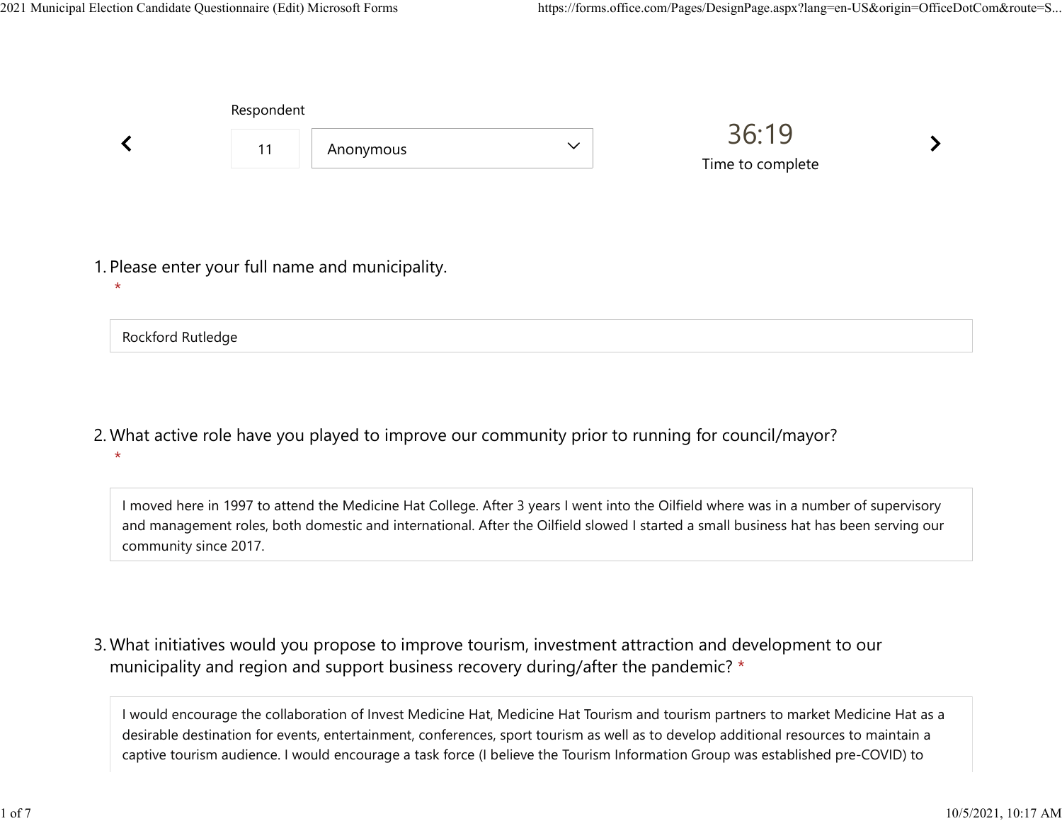Respondent

11 Anonymous

36:19

Time to complete

1. Please enter your full name and municipality. *

Rockford Rutledge

2. What active role have you played to improve our community prior to running for council/mayor? *

I moved here in 1997 to attend the Medicine Hat College. After 3 years I went into the Oilfield where was in a number of supervisory and management roles, both domestic and international. After the Oilfield slowed I started a small business hat has been serving our community since 2017.

3. What initiatives would you propose to improve tourism, investment attraction and development to our municipality and region and support business recovery during/after the pandemic? *

I would encourage the collaboration of Invest Medicine Hat, Medicine Hat Tourism and tourism partners to market Medicine Hat as a desirable destination for events, entertainment, conferences, sport tourism as well as to develop additional resources to maintain a captive tourism audience. I would encourage a task force (I believe the Tourism Information Group was established pre-COVID) to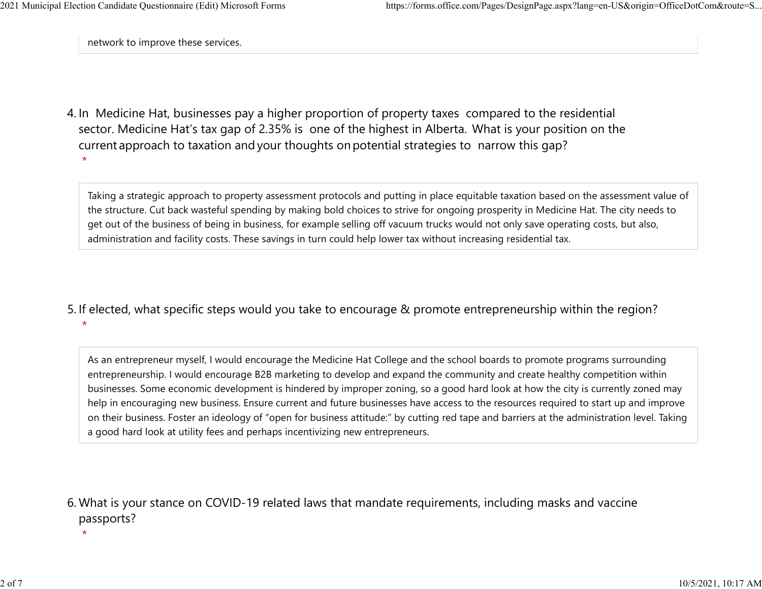network to improve these services.

4. In Medicine Hat, businesses pay a higher proportion of property taxes compared to the residential sector. Medicine Hat's tax gap of 2.35% is one of the highest in Alberta. What is your position on the current approach to taxation and your thoughts on potential strategies to narrow this gap?
 *

Taking a strategic approach to property assessment protocols and putting in place equitable taxation based on the assessment value of the structure. Cut back wasteful spending by making bold choices to strive for ongoing prosperity in Medicine Hat. The city needs to get out of the business of being in business, for example selling off vacuum trucks would not only save operating costs, but also, administration and facility costs. These savings in turn could help lower tax without increasing residential tax.

5. If elected, what specific steps would you take to encourage & promote entrepreneurship within the region?
 *

As an entrepreneur myself, I would encourage the Medicine Hat College and the school boards to promote programs surrounding entrepreneurship. I would encourage B2B marketing to develop and expand the community and create healthy competition within businesses. Some economic development is hindered by improper zoning, so a good hard look at how the city is currently zoned may help in encouraging new business. Ensure current and future businesses have access to the resources required to start up and improve on their business. Foster an ideology of "open for business attitude:" by cutting red tape and barriers at the administration level. Taking a good hard look at utility fees and perhaps incentivizing new entrepreneurs.

6. What is your stance on COVID-19 related laws that mandate requirements, including masks and vaccine passports?
 *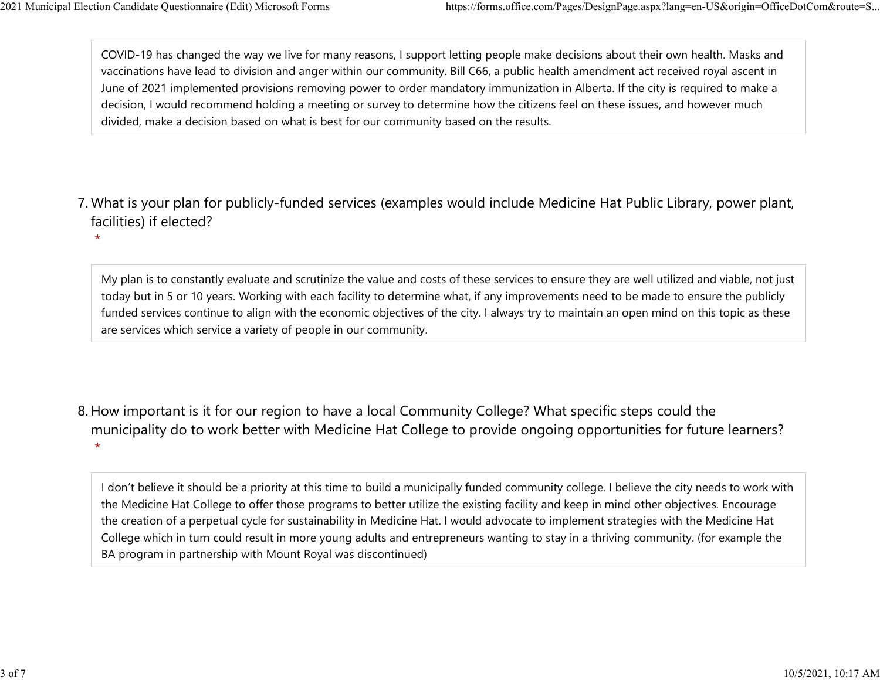COVID-19 has changed the way we live for many reasons, I support letting people make decisions about their own health. Masks and vaccinations have lead to division and anger within our community. Bill C66, a public health amendment act received royal ascent in June of 2021 implemented provisions removing power to order mandatory immunization in Alberta. If the city is required to make a decision, I would recommend holding a meeting or survey to determine how the citizens feel on these issues, and however much divided, make a decision based on what is best for our community based on the results.

7. What is your plan for publicly-funded services (examples would include Medicine Hat Public Library, power plant, facilities) if elected? *

My plan is to constantly evaluate and scrutinize the value and costs of these services to ensure they are well utilized and viable, not just today but in 5 or 10 years. Working with each facility to determine what, if any improvements need to be made to ensure the publicly funded services continue to align with the economic objectives of the city. I always try to maintain an open mind on this topic as these are services which service a variety of people in our community.

8. How important is it for our region to have a local Community College? What specific steps could the municipality do to work better with Medicine Hat College to provide ongoing opportunities for future learners? *

I don't believe it should be a priority at this time to build a municipally funded community college. I believe the city needs to work with the Medicine Hat College to offer those programs to better utilize the existing facility and keep in mind other objectives. Encourage the creation of a perpetual cycle for sustainability in Medicine Hat. I would advocate to implement strategies with the Medicine Hat College which in turn could result in more young adults and entrepreneurs wanting to stay in a thriving community. (for example the BA program in partnership with Mount Royal was discontinued)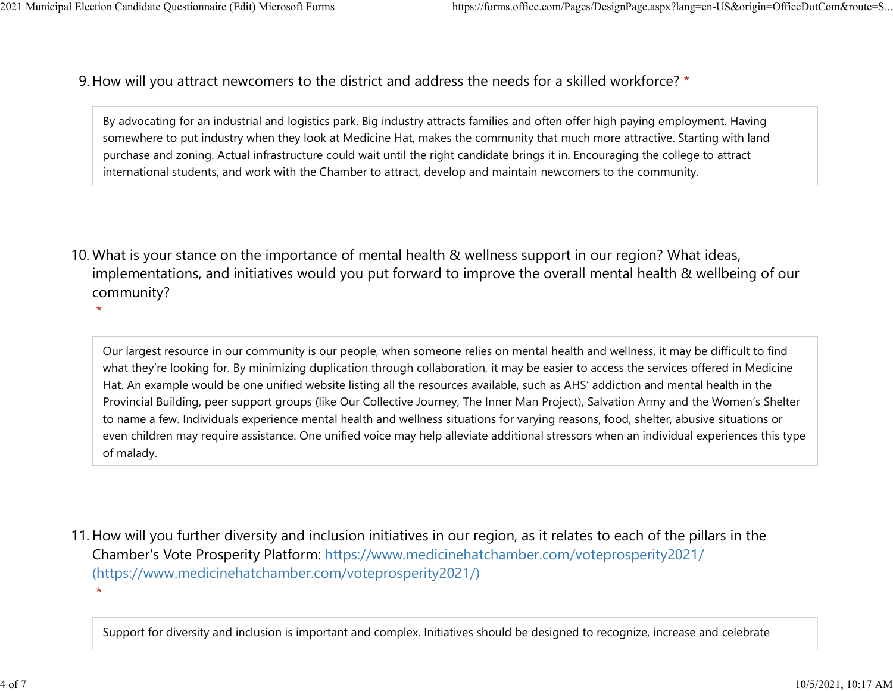9. How will you attract newcomers to the district and address the needs for a skilled workforce? *

By advocating for an industrial and logistics park. Big industry attracts families and often offer high paying employment. Having somewhere to put industry when they look at Medicine Hat, makes the community that much more attractive. Starting with land purchase and zoning. Actual infrastructure could wait until the right candidate brings it in. Encouraging the college to attract international students, and work with the Chamber to attract, develop and maintain newcomers to the community.

10. What is your stance on the importance of mental health & wellness support in our region? What ideas, implementations, and initiatives would you put forward to improve the overall mental health & wellbeing of our community? *

Our largest resource in our community is our people, when someone relies on mental health and wellness, it may be difficult to find what they're looking for. By minimizing duplication through collaboration, it may be easier to access the services offered in Medicine Hat. An example would be one unified website listing all the resources available, such as AHS' addiction and mental health in the Provincial Building, peer support groups (like Our Collective Journey, The Inner Man Project), Salvation Army and the Women's Shelter to name a few. Individuals experience mental health and wellness situations for varying reasons, food, shelter, abusive situations or even children may require assistance. One unified voice may help alleviate additional stressors when an individual experiences this type of malady.

11. How will you further diversity and inclusion initiatives in our region, as it relates to each of the pillars in the Chamber's Vote Prosperity Platform: https://www.medicinehatchamber.com/voteprosperity2021/ (https://www.medicinehatchamber.com/voteprosperity2021/) *

Support for diversity and inclusion is important and complex. Initiatives should be designed to recognize, increase and celebrate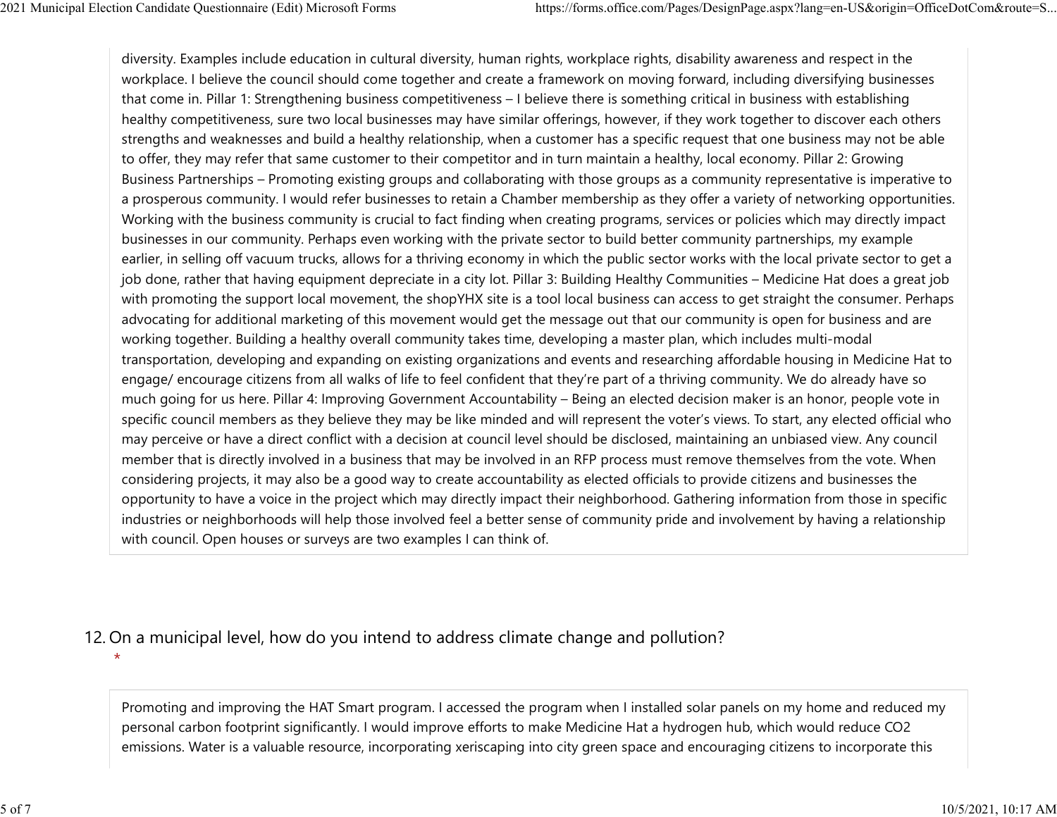diversity. Examples include education in cultural diversity, human rights, workplace rights, disability awareness and respect in the workplace. I believe the council should come together and create a framework on moving forward, including diversifying businesses that come in. Pillar 1: Strengthening business competitiveness – I believe there is something critical in business with establishing healthy competitiveness, sure two local businesses may have similar offerings, however, if they work together to discover each others strengths and weaknesses and build a healthy relationship, when a customer has a specific request that one business may not be able to offer, they may refer that same customer to their competitor and in turn maintain a healthy, local economy. Pillar 2: Growing Business Partnerships – Promoting existing groups and collaborating with those groups as a community representative is imperative to a prosperous community. I would refer businesses to retain a Chamber membership as they offer a variety of networking opportunities. Working with the business community is crucial to fact finding when creating programs, services or policies which may directly impact businesses in our community. Perhaps even working with the private sector to build better community partnerships, my example earlier, in selling off vacuum trucks, allows for a thriving economy in which the public sector works with the local private sector to get a job done, rather that having equipment depreciate in a city lot. Pillar 3: Building Healthy Communities – Medicine Hat does a great job with promoting the support local movement, the shopYHX site is a tool local business can access to get straight the consumer. Perhaps advocating for additional marketing of this movement would get the message out that our community is open for business and are working together. Building a healthy overall community takes time, developing a master plan, which includes multi-modal transportation, developing and expanding on existing organizations and events and researching affordable housing in Medicine Hat to engage/ encourage citizens from all walks of life to feel confident that they're part of a thriving community. We do already have so much going for us here. Pillar 4: Improving Government Accountability – Being an elected decision maker is an honor, people vote in specific council members as they believe they may be like minded and will represent the voter's views. To start, any elected official who may perceive or have a direct conflict with a decision at council level should be disclosed, maintaining an unbiased view. Any council member that is directly involved in a business that may be involved in an RFP process must remove themselves from the vote. When considering projects, it may also be a good way to create accountability as elected officials to provide citizens and businesses the opportunity to have a voice in the project which may directly impact their neighborhood. Gathering information from those in specific industries or neighborhoods will help those involved feel a better sense of community pride and involvement by having a relationship with council. Open houses or surveys are two examples I can think of.

12. On a municipal level, how do you intend to address climate change and pollution? *

Promoting and improving the HAT Smart program. I accessed the program when I installed solar panels on my home and reduced my personal carbon footprint significantly. I would improve efforts to make Medicine Hat a hydrogen hub, which would reduce $CO_2$ emissions. Water is a valuable resource, incorporating xeriscaping into city green space and encouraging citizens to incorporate this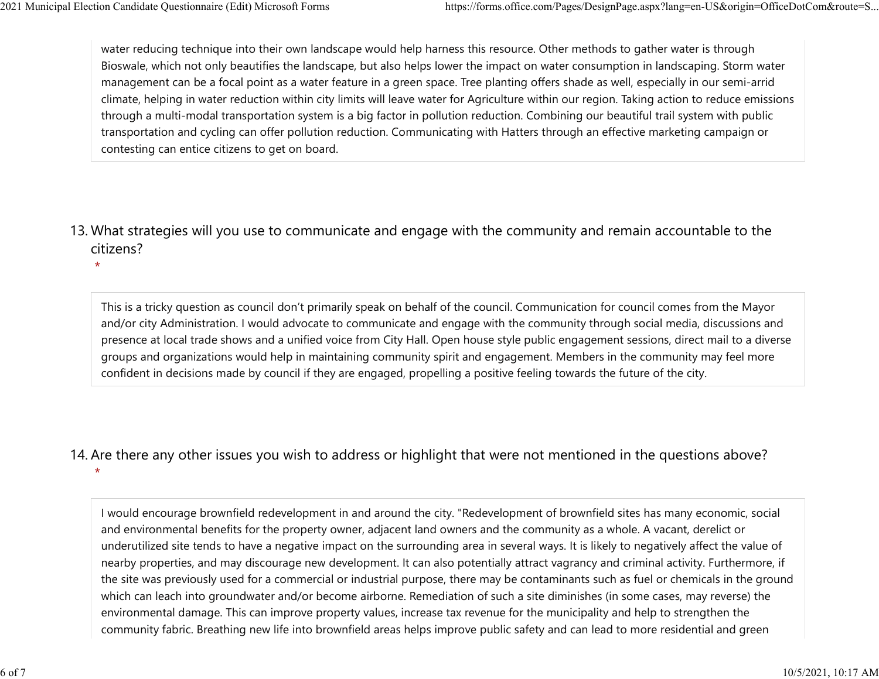water reducing technique into their own landscape would help harness this resource. Other methods to gather water is through Bioswale, which not only beautifies the landscape, but also helps lower the impact on water consumption in landscaping. Storm water management can be a focal point as a water feature in a green space. Tree planting offers shade as well, especially in our semi-arrid climate, helping in water reduction within city limits will leave water for Agriculture within our region. Taking action to reduce emissions through a multi-modal transportation system is a big factor in pollution reduction. Combining our beautiful trail system with public transportation and cycling can offer pollution reduction. Communicating with Hatters through an effective marketing campaign or contesting can entice citizens to get on board.

13. What strategies will you use to communicate and engage with the community and remain accountable to the citizens?
*

This is a tricky question as council don't primarily speak on behalf of the council. Communication for council comes from the Mayor and/or city Administration. I would advocate to communicate and engage with the community through social media, discussions and presence at local trade shows and a unified voice from City Hall. Open house style public engagement sessions, direct mail to a diverse groups and organizations would help in maintaining community spirit and engagement. Members in the community may feel more confident in decisions made by council if they are engaged, propelling a positive feeling towards the future of the city.

14. Are there any other issues you wish to address or highlight that were not mentioned in the questions above?
*

I would encourage brownfield redevelopment in and around the city. "Redevelopment of brownfield sites has many economic, social and environmental benefits for the property owner, adjacent land owners and the community as a whole. A vacant, derelict or underutilized site tends to have a negative impact on the surrounding area in several ways. It is likely to negatively affect the value of nearby properties, and may discourage new development. It can also potentially attract vagrancy and criminal activity. Furthermore, if the site was previously used for a commercial or industrial purpose, there may be contaminants such as fuel or chemicals in the ground which can leach into groundwater and/or become airborne. Remediation of such a site diminishes (in some cases, may reverse) the environmental damage. This can improve property values, increase tax revenue for the municipality and help to strengthen the community fabric. Breathing new life into brownfield areas helps improve public safety and can lead to more residential and green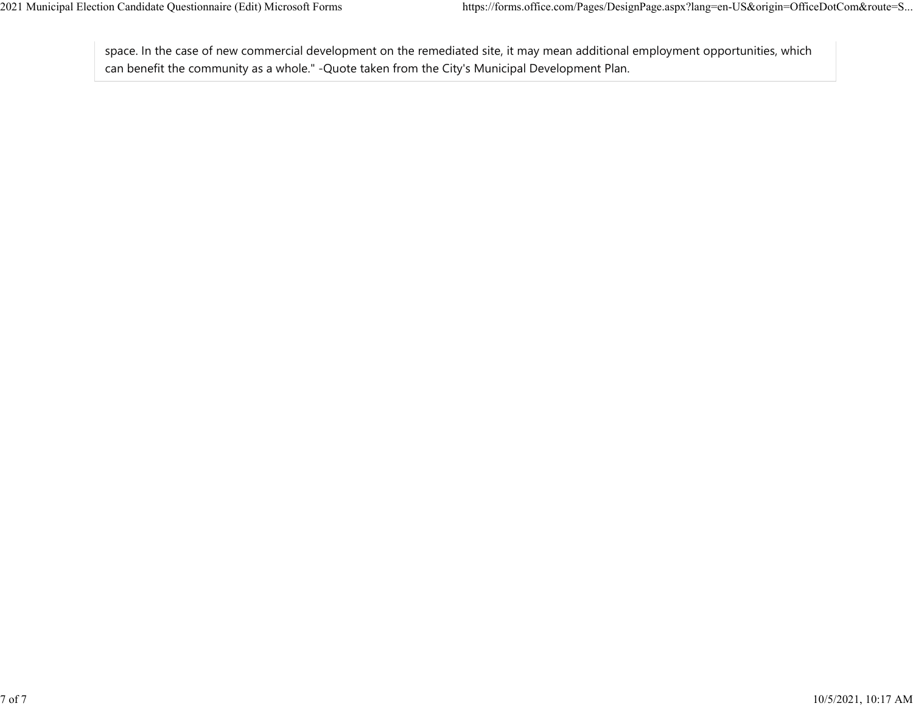space. In the case of new commercial development on the remediated site, it may mean additional employment opportunities, which can benefit the community as a whole." -Quote taken from the City's Municipal Development Plan.